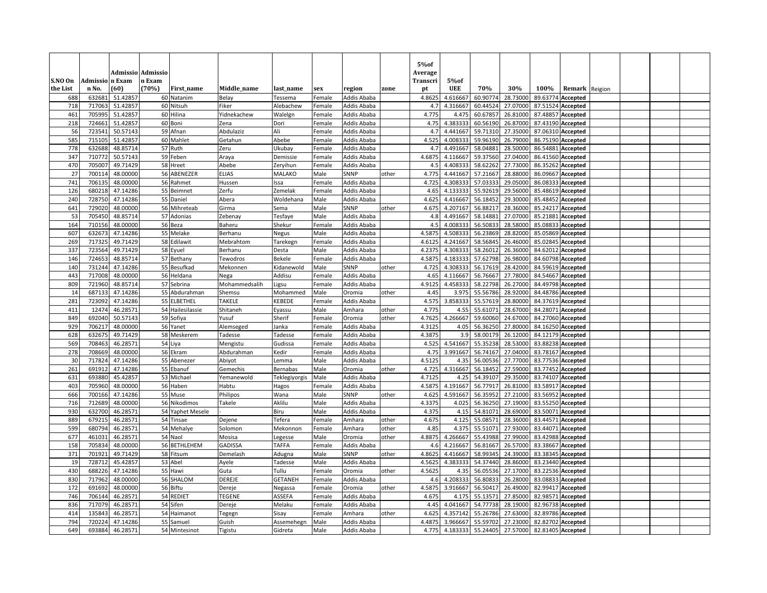| S.NO On the List | Admission No. | Admission Exam (60) | Admission Exam (70%) | First_name | Middle_name | last_name | sex | region | zone | 5%of Average Transcript | 5%of UEE | 70% | 30% | 100% | Remark | Reigion | | | |
|---|---|---|---|---|---|---|---|---|---|---|---|---|---|---|---|---|---|---|---|
| 688 | 632681 | 51.42857 | 60 | Natanim | Belay | Tessema | Female | Addis Ababa | | 4.8625 | 4.616667 | 60.90774 | 28.73000 | 89.63774 | Accepted | | | | |
| 718 | 717063 | 51.42857 | 60 | Nitsuh | Fiker | Alebachew | Female | Addis Ababa | | 4.7 | 4.316667 | 60.44524 | 27.07000 | 87.51524 | Accepted | | | | |
| 461 | 705995 | 51.42857 | 60 | Hilina | Yidnekachew | Walelgn | Female | Addis Ababa | | 4.775 | 4.475 | 60.67857 | 26.81000 | 87.48857 | Accepted | | | | |
| 218 | 724661 | 51.42857 | 60 | Boni | Zena | Dori | Female | Addis Ababa | | 4.75 | 4.383333 | 60.56190 | 26.87000 | 87.43190 | Accepted | | | | |
| 56 | 723541 | 50.57143 | 59 | Afnan | Abdulaziz | Ali | Female | Addis Ababa | | 4.7 | 4.441667 | 59.71310 | 27.35000 | 87.06310 | Accepted | | | | |
| 585 | 715105 | 51.42857 | 60 | Mahlet | Getahun | Abebe | Female | Addis Ababa | | 4.525 | 4.008333 | 59.96190 | 26.79000 | 86.75190 | Accepted | | | | |
| 778 | 632688 | 48.85714 | 57 | Ruth | Zeru | Ukubay | Female | Addis Ababa | | 4.7 | 4.491667 | 58.04881 | 28.50000 | 86.54881 | Accepted | | | | |
| 347 | 710772 | 50.57143 | 59 | Feben | Araya | Demissie | Female | Addis Ababa | | 4.6875 | 4.116667 | 59.37560 | 27.04000 | 86.41560 | Accepted | | | | |
| 470 | 705007 | 49.71429 | 58 | Hreet | Abebe | Zeryihun | Female | Addis Ababa | | 4.5 | 4.408333 | 58.62262 | 27.73000 | 86.35262 | Accepted | | | | |
| 27 | 700114 | 48.00000 | 56 | ABENEZER | ELIAS | MALAKO | Male | SNNP | other | 4.775 | 4.441667 | 57.21667 | 28.88000 | 86.09667 | Accepted | | | | |
| 741 | 706135 | 48.00000 | 56 | Rahmet | Hussen | Issa | Female | Addis Ababa | | 4.725 | 4.308333 | 57.03333 | 29.05000 | 86.08333 | Accepted | | | | |
| 126 | 680218 | 47.14286 | 55 | Beimnet | Zerfu | Zemelak | Female | Addis Ababa | | 4.65 | 4.133333 | 55.92619 | 29.56000 | 85.48619 | Accepted | | | | |
| 240 | 728750 | 47.14286 | 55 | Daniel | Abera | Woldehana | Male | Addis Ababa | | 4.625 | 4.416667 | 56.18452 | 29.30000 | 85.48452 | Accepted | | | | |
| 641 | 729020 | 48.00000 | 56 | Mihreteab | Girma | Sema | Male | SNNP | other | 4.675 | 4.207167 | 56.88217 | 28.36000 | 85.24217 | Accepted | | | | |
| 53 | 705450 | 48.85714 | 57 | Adonias | Zebenay | Tesfaye | Male | Addis Ababa | | 4.8 | 4.491667 | 58.14881 | 27.07000 | 85.21881 | Accepted | | | | |
| 164 | 710156 | 48.00000 | 56 | Beza | Baheru | Shekur | Female | Addis Ababa | | 4.5 | 4.008333 | 56.50833 | 28.58000 | 85.08833 | Accepted | | | | |
| 607 | 632673 | 47.14286 | 55 | Melake | Berhanu | Negus | Male | Addis Ababa | | 4.5875 | 4.508333 | 56.23869 | 28.82000 | 85.05869 | Accepted | | | | |
| 269 | 717325 | 49.71429 | 58 | Edilawit | Mebrahtom | Tarekegn | Female | Addis Ababa | | 4.6125 | 4.241667 | 58.56845 | 26.46000 | 85.02845 | Accepted | | | | |
| 337 | 723564 | 49.71429 | 58 | Eyuel | Berhanu | Desta | Male | Addis Ababa | | 4.2375 | 4.308333 | 58.26012 | 26.36000 | 84.62012 | Accepted | | | | |
| 146 | 724653 | 48.85714 | 57 | Bethany | Tewodros | Bekele | Female | Addis Ababa | | 4.5875 | 4.183333 | 57.62798 | 26.98000 | 84.60798 | Accepted | | | | |
| 140 | 731244 | 47.14286 | 55 | Besufkad | Mekonnen | Kidanewold | Male | SNNP | other | 4.725 | 4.308333 | 56.17619 | 28.42000 | 84.59619 | Accepted | | | | |
| 443 | 717008 | 48.00000 | 56 | Heldana | Nega | Addisu | Female | Addis Ababa | | 4.65 | 4.116667 | 56.76667 | 27.78000 | 84.54667 | Accepted | | | | |
| 809 | 721960 | 48.85714 | 57 | Sebrina | Mohammedsalih | Ligsu | Female | Addis Ababa | | 4.9125 | 4.458333 | 58.22798 | 26.27000 | 84.49798 | Accepted | | | | |
| 14 | 687133 | 47.14286 | 55 | Abdurahman | Shemsu | Mohammed | Male | Oromia | other | 4.45 | 3.975 | 55.56786 | 28.92000 | 84.48786 | Accepted | | | | |
| 281 | 723092 | 47.14286 | 55 | ELBETHEL | TAKELE | KEBEDE | Female | Addis Ababa | | 4.575 | 3.858333 | 55.57619 | 28.80000 | 84.37619 | Accepted | | | | |
| 411 | 12474 | 46.28571 | 54 | Hailesilassie | Shitaneh | Eyassu | Male | Amhara | other | 4.775 | 4.55 | 55.61071 | 28.67000 | 84.28071 | Accepted | | | | |
| 849 | 692040 | 50.57143 | 59 | Sofiya | Yusuf | Sherif | Female | Oromia | other | 4.7625 | 4.266667 | 59.60060 | 24.67000 | 84.27060 | Accepted | | | | |
| 929 | 706217 | 48.00000 | 56 | Yanet | Alemseged | Janka | Female | Addis Ababa | | 4.3125 | 4.05 | 56.36250 | 27.80000 | 84.16250 | Accepted | | | | |
| 628 | 632675 | 49.71429 | 58 | Meskerem | Tadesse | Tadesse | Female | Addis Ababa | | 4.3875 | 3.9 | 58.00179 | 26.12000 | 84.12179 | Accepted | | | | |
| 569 | 708463 | 46.28571 | 54 | Liya | Mengistu | Gudissa | Female | Addis Ababa | | 4.525 | 4.541667 | 55.35238 | 28.53000 | 83.88238 | Accepted | | | | |
| 278 | 708669 | 48.00000 | 56 | Ekram | Abdurahman | Kedir | Female | Addis Ababa | | 4.75 | 3.991667 | 56.74167 | 27.04000 | 83.78167 | Accepted | | | | |
| 30 | 717824 | 47.14286 | 55 | Abenezer | Abiyot | Lemma | Male | Addis Ababa | | 4.5125 | 4.35 | 56.00536 | 27.77000 | 83.77536 | Accepted | | | | |
| 261 | 691912 | 47.14286 | 55 | Ebanuf | Gemechis | Bernabas | Male | Oromia | other | 4.725 | 4.316667 | 56.18452 | 27.59000 | 83.77452 | Accepted | | | | |
| 631 | 693880 | 45.42857 | 53 | Michael | Yemanewold | Teklegiyorgis | Male | Addis Ababa | | 4.7125 | 4.25 | 54.39107 | 29.35000 | 83.74107 | Accepted | | | | |
| 403 | 705960 | 48.00000 | 56 | Haben | Habtu | Hagos | Female | Addis Ababa | | 4.5875 | 4.191667 | 56.77917 | 26.81000 | 83.58917 | Accepted | | | | |
| 666 | 700166 | 47.14286 | 55 | Muse | Philipos | Wana | Male | SNNP | other | 4.625 | 4.591667 | 56.35952 | 27.21000 | 83.56952 | Accepted | | | | |
| 716 | 712689 | 48.00000 | 56 | Nikodimos | Takele | Aklilu | Male | Addis Ababa | | 4.3375 | 4.025 | 56.36250 | 27.19000 | 83.55250 | Accepted | | | | |
| 930 | 632700 | 46.28571 | 54 | Yaphet Mesele | - | Biru | Male | Addis Ababa | | 4.375 | 4.15 | 54.81071 | 28.69000 | 83.50071 | Accepted | | | | |
| 889 | 679215 | 46.28571 | 54 | Tinsae | Dejene | Tefera | Female | Amhara | other | 4.675 | 4.125 | 55.08571 | 28.36000 | 83.44571 | Accepted | | | | |
| 599 | 680794 | 46.28571 | 54 | Mehalye | Solomon | Mekonnon | Female | Amhara | other | 4.85 | 4.375 | 55.51071 | 27.93000 | 83.44071 | Accepted | | | | |
| 677 | 461031 | 46.28571 | 54 | Naol | Mosisa | Legesse | Male | Oromia | other | 4.8875 | 4.266667 | 55.43988 | 27.99000 | 83.42988 | Accepted | | | | |
| 158 | 705834 | 48.00000 | 56 | BETHLEHEM | GADISSA | TAFFA | Female | Addis Ababa | | 4.6 | 4.216667 | 56.81667 | 26.57000 | 83.38667 | Accepted | | | | |
| 371 | 701921 | 49.71429 | 58 | Fitsum | Demelash | Adugna | Male | SNNP | other | 4.8625 | 4.416667 | 58.99345 | 24.39000 | 83.38345 | Accepted | | | | |
| 19 | 728712 | 45.42857 | 53 | Abel | Ayele | Tadesse | Male | Addis Ababa | | 4.5625 | 4.383333 | 54.37440 | 28.86000 | 83.23440 | Accepted | | | | |
| 430 | 688226 | 47.14286 | 55 | Hawi | Guta | Tullu | Female | Oromia | other | 4.5625 | 4.35 | 56.05536 | 27.17000 | 83.22536 | Accepted | | | | |
| 830 | 717962 | 48.00000 | 56 | SHALOM | DEREJE | GETANEH | Female | Addis Ababa | | 4.6 | 4.208333 | 56.80833 | 26.28000 | 83.08833 | Accepted | | | | |
| 172 | 691692 | 48.00000 | 56 | Biftu | Dereje | Negassa | Female | Oromia | other | 4.5875 | 3.916667 | 56.50417 | 26.49000 | 82.99417 | Accepted | | | | |
| 746 | 706144 | 46.28571 | 54 | REDIET | TEGENE | ASSEFA | Female | Addis Ababa | | 4.675 | 4.175 | 55.13571 | 27.85000 | 82.98571 | Accepted | | | | |
| 836 | 717079 | 46.28571 | 54 | Sifen | Dereje | Melaku | Female | Addis Ababa | | 4.45 | 4.041667 | 54.77738 | 28.19000 | 82.96738 | Accepted | | | | |
| 414 | 135843 | 46.28571 | 54 | Haimanot | Tegegn | Sisay | Female | Amhara | other | 4.625 | 4.357142 | 55.26786 | 27.63000 | 82.89786 | Accepted | | | | |
| 794 | 720224 | 47.14286 | 55 | Samuel | Guish | Assemehegn | Male | Addis Ababa | | 4.4875 | 3.966667 | 55.59702 | 27.23000 | 82.82702 | Accepted | | | | |
| 649 | 693884 | 46.28571 | 54 | Mintesinot | Tigistu | Gidreta | Male | Addis Ababa | | 4.775 | 4.183333 | 55.24405 | 27.57000 | 82.81405 | Accepted | | | | |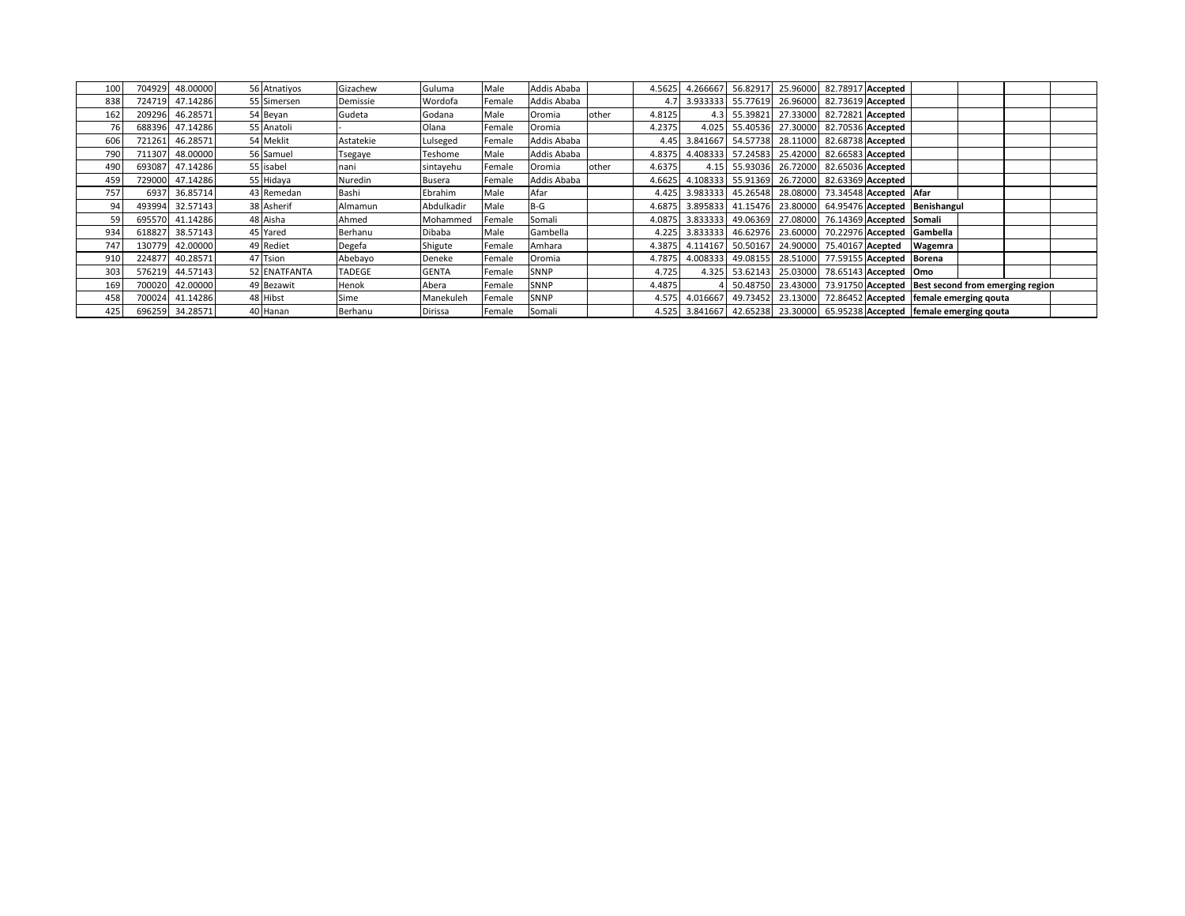| | | | | | | | | | | | | | | | | | | | |
|---|---|---|---|---|---|---|---|---|---|---|---|---|---|---|---|---|---|---|---|
| 100 | 704929 | 48.00000 | 56 | Atnatiyos | Gizachew | Guluma | Male | Addis Ababa | | 4.5625 | 4.266667 | 56.82917 | 25.96000 | 82.78917 | **Accepted** | | | | |
| 838 | 724719 | 47.14286 | 55 | Simersen | Demissie | Wordofa | Female | Addis Ababa | | 4.7 | 3.933333 | 55.77619 | 26.96000 | 82.73619 | **Accepted** | | | | |
| 162 | 209296 | 46.28571 | 54 | Beyan | Gudeta | Godana | Male | Oromia | other | 4.8125 | 4.3 | 55.39821 | 27.33000 | 82.72821 | **Accepted** | | | | |
| 76 | 688396 | 47.14286 | 55 | Anatoli | - | Olana | Female | Oromia | | 4.2375 | 4.025 | 55.40536 | 27.30000 | 82.70536 | **Accepted** | | | | |
| 606 | 721261 | 46.28571 | 54 | Meklit | Astatekie | Lulseged | Female | Addis Ababa | | 4.45 | 3.841667 | 54.57738 | 28.11000 | 82.68738 | **Accepted** | | | | |
| 790 | 711307 | 48.00000 | 56 | Samuel | Tsegaye | Teshome | Male | Addis Ababa | | 4.8375 | 4.408333 | 57.24583 | 25.42000 | 82.66583 | **Accepted** | | | | |
| 490 | 693087 | 47.14286 | 55 | isabel | nani | sintayehu | Female | Oromia | other | 4.6375 | 4.15 | 55.93036 | 26.72000 | 82.65036 | **Accepted** | | | | |
| 459 | 729000 | 47.14286 | 55 | Hidaya | Nuredin | Busera | Female | Addis Ababa | | 4.6625 | 4.108333 | 55.91369 | 26.72000 | 82.63369 | **Accepted** | | | | |
| 757 | 6937 | 36.85714 | 43 | Remedan | Bashi | Ebrahim | Male | Afar | | 4.425 | 3.983333 | 45.26548 | 28.08000 | 73.34548 | **Accepted** | **Afar** | | | |
| 94 | 493994 | 32.57143 | 38 | Asherif | Almamun | Abdulkadir | Male | B-G | | 4.6875 | 3.895833 | 41.15476 | 23.80000 | 64.95476 | **Accepted** | **Benishangul** | | | |
| 59 | 695570 | 41.14286 | 48 | Aisha | Ahmed | Mohammed | Female | Somali | | 4.0875 | 3.833333 | 49.06369 | 27.08000 | 76.14369 | **Accepted** | **Somali** | | | |
| 934 | 618827 | 38.57143 | 45 | Yared | Berhanu | Dibaba | Male | Gambella | | 4.225 | 3.833333 | 46.62976 | 23.60000 | 70.22976 | **Accepted** | **Gambella** | | | |
| 747 | 130779 | 42.00000 | 49 | Rediet | Degefa | Shigute | Female | Amhara | | 4.3875 | 4.114167 | 50.50167 | 24.90000 | 75.40167 | **Acepted** | **Wagemra** | | | |
| 910 | 224877 | 40.28571 | 47 | Tsion | Abebayo | Deneke | Female | Oromia | | 4.7875 | 4.008333 | 49.08155 | 28.51000 | 77.59155 | **Accepted** | **Borena** | | | |
| 303 | 576219 | 44.57143 | 52 | ENATFANTA | TADEGE | GENTA | Female | SNNP | | 4.725 | 4.325 | 53.62143 | 25.03000 | 78.65143 | **Accepted** | **Omo** | | | |
| 169 | 700020 | 42.00000 | 49 | Bezawit | Henok | Abera | Female | SNNP | | 4.4875 | 4 | 50.48750 | 23.43000 | 73.91750 | **Accepted** | **Best second from emerging region** | | | |
| 458 | 700024 | 41.14286 | 48 | Hibst | Sime | Manekuleh | Female | SNNP | | 4.575 | 4.016667 | 49.73452 | 23.13000 | 72.86452 | **Accepted** | **female emerging qouta** | | | |
| 425 | 696259 | 34.28571 | 40 | Hanan | Berhanu | Dirissa | Female | Somali | | 4.525 | 3.841667 | 42.65238 | 23.30000 | 65.95238 | **Accepted** | **female emerging qouta** | | | |